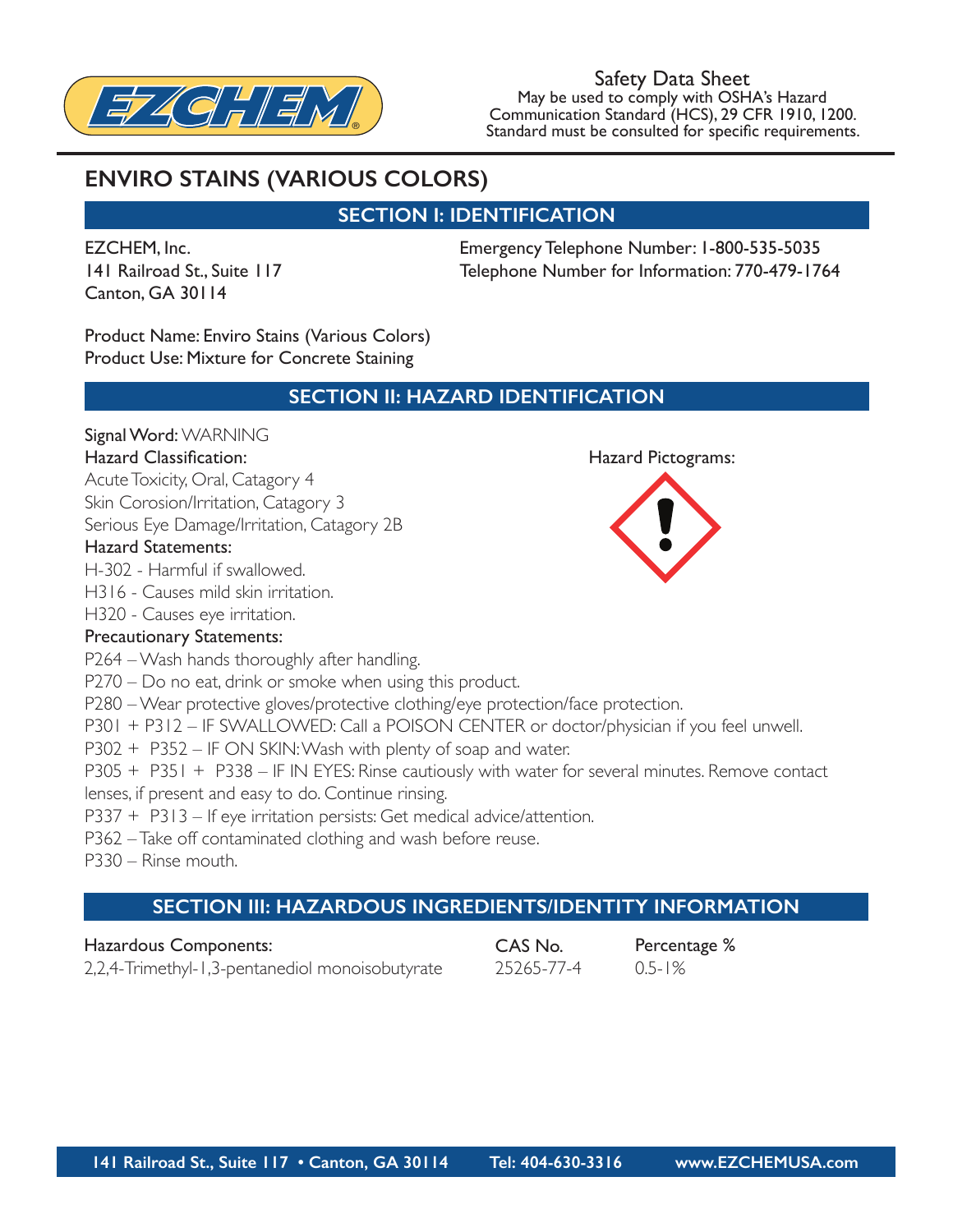Safety Data Sheet
May be used to comply with OSHA's Hazard Communication Standard (HCS), 29 CFR 1910, 1200. Standard must be consulted for specific requirements.

# ENVIRO STAINS (VARIOUS COLORS)

## SECTION I: IDENTIFICATION

EZCHEM, Inc.
141 Railroad St., Suite 117
Canton, GA 30114

Emergency Telephone Number: 1-800-535-5035
Telephone Number for Information: 770-479-1764

Product Name: Enviro Stains (Various Colors)
Product Use: Mixture for Concrete Staining

## SECTION II: HAZARD IDENTIFICATION

**Signal Word:** WARNING

**Hazard Classification:**
Acute Toxicity, Oral, Catagory 4
Skin Corosion/Irritation, Catagory 3
Serious Eye Damage/Irritation, Catagory 2B

Hazard Pictograms:

**Hazard Statements:**
H-302 - Harmful if swallowed.
H316 - Causes mild skin irritation.
H320 - Causes eye irritation.

**Precautionary Statements:**
P264 – Wash hands thoroughly after handling.
P270 – Do no eat, drink or smoke when using this product.
P280 – Wear protective gloves/protective clothing/eye protection/face protection.
P301 + P312 – IF SWALLOWED: Call a POISON CENTER or doctor/physician if you feel unwell.
P302 + P352 – IF ON SKIN: Wash with plenty of soap and water.
P305 + P351 + P338 – IF IN EYES: Rinse cautiously with water for several minutes. Remove contact lenses, if present and easy to do. Continue rinsing.
P337 + P313 – If eye irritation persists: Get medical advice/attention.
P362 – Take off contaminated clothing and wash before reuse.
P330 – Rinse mouth.

## SECTION III: HAZARDOUS INGREDIENTS/IDENTITY INFORMATION

| Hazardous Components: | CAS No. | Percentage % |
|---|---|---|
| 2,2,4-Trimethyl-1,3-pentanediol monoisobutyrate | 25265-77-4 | 0.5-1% |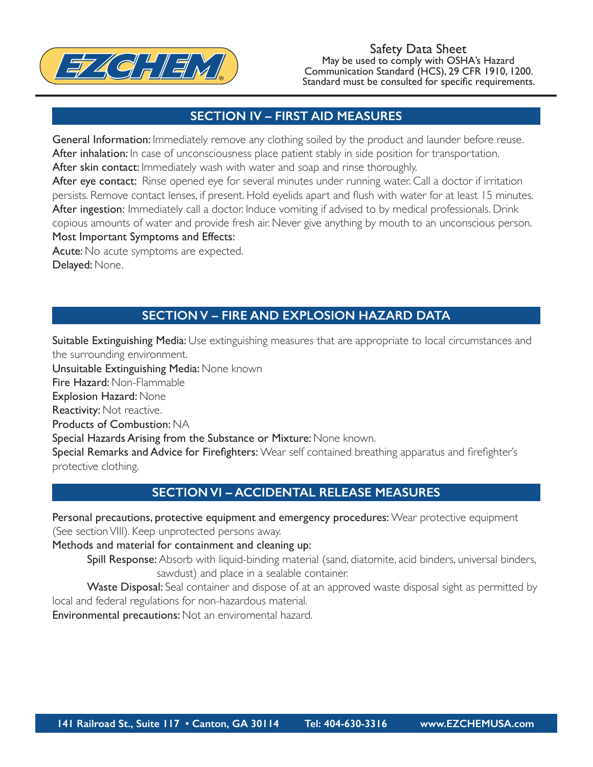## SECTION IV – FIRST AID MEASURES

**General Information:** Immediately remove any clothing soiled by the product and launder before reuse.
**After inhalation:** In case of unconsciousness place patient stably in side position for transportation.
**After skin contact:** Immediately wash with water and soap and rinse thoroughly.
**After eye contact:** Rinse opened eye for several minutes under running water. Call a doctor if irritation persists. Remove contact lenses, if present. Hold eyelids apart and flush with water for at least 15 minutes.
**After ingestion:** Immediately call a doctor. Induce vomiting if advised to by medical professionals. Drink copious amounts of water and provide fresh air. Never give anything by mouth to an unconscious person.
**Most Important Symptoms and Effects:**
**Acute:** No acute symptoms are expected.
**Delayed:** None.

## SECTION V – FIRE AND EXPLOSION HAZARD DATA

**Suitable Extinguishing Media:** Use extinguishing measures that are appropriate to local circumstances and the surrounding environment.
**Unsuitable Extinguishing Media:** None known
**Fire Hazard:** Non-Flammable
**Explosion Hazard:** None
**Reactivity:** Not reactive.
**Products of Combustion:** NA
**Special Hazards Arising from the Substance or Mixture:** None known.
**Special Remarks and Advice for Firefighters:** Wear self contained breathing apparatus and firefighter's protective clothing.

## SECTION VI – ACCIDENTAL RELEASE MEASURES

**Personal precautions, protective equipment and emergency procedures:** Wear protective equipment (See section VIII). Keep unprotected persons away.
**Methods and material for containment and cleaning up:**

**Spill Response:** Absorb with liquid-binding material (sand, diatomite, acid binders, universal binders, sawdust) and place in a sealable container.

**Waste Disposal:** Seal container and dispose of at an approved waste disposal sight as permitted by local and federal regulations for non-hazardous material.

**Environmental precautions:** Not an enviromental hazard.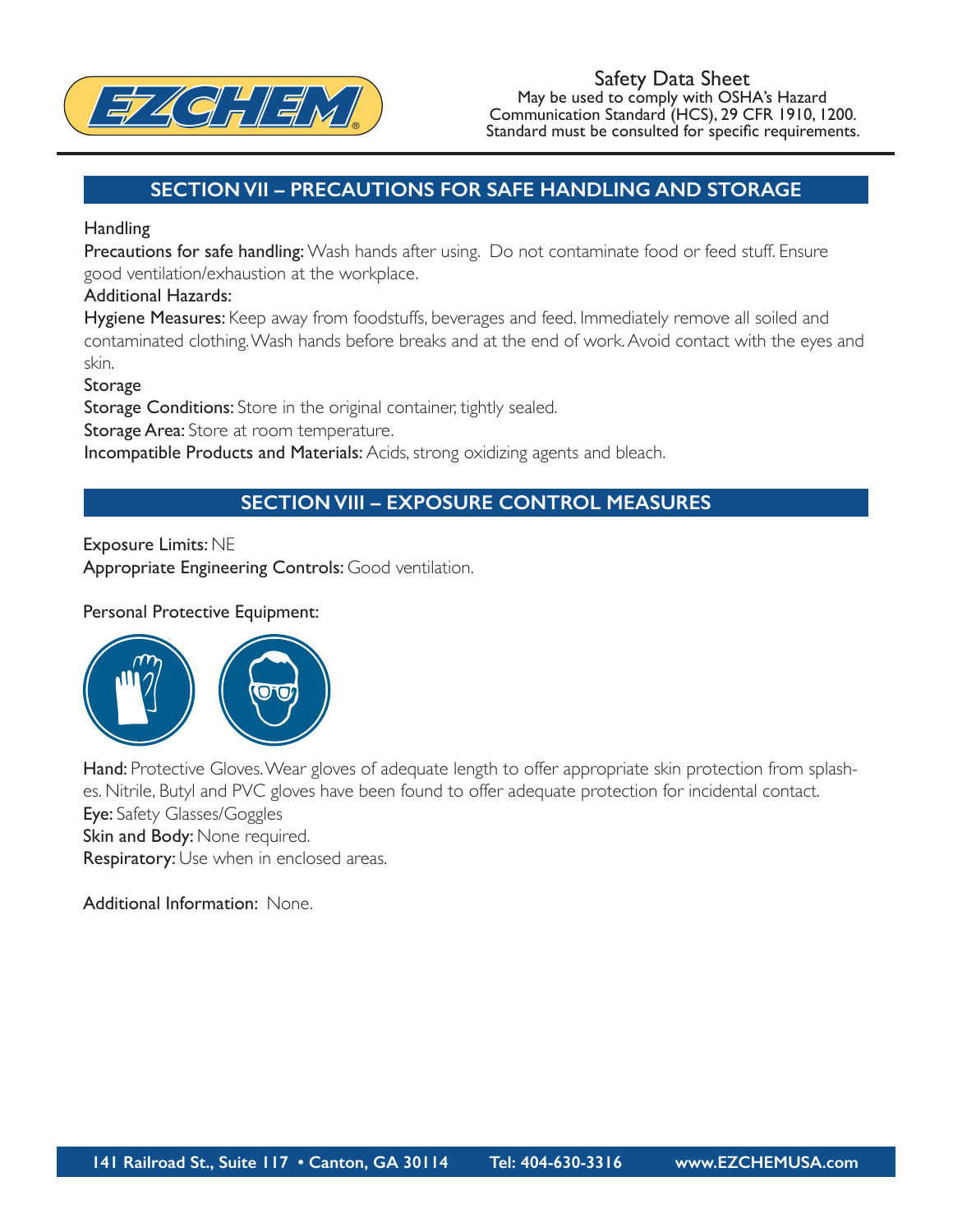## SECTION VII – PRECAUTIONS FOR SAFE HANDLING AND STORAGE

Handling

**Precautions for safe handling:** Wash hands after using. Do not contaminate food or feed stuff. Ensure good ventilation/exhaustion at the workplace.

**Additional Hazards:**

**Hygiene Measures:** Keep away from foodstuffs, beverages and feed. Immediately remove all soiled and contaminated clothing. Wash hands before breaks and at the end of work. Avoid contact with the eyes and skin.

Storage

**Storage Conditions:** Store in the original container, tightly sealed.

**Storage Area:** Store at room temperature.

**Incompatible Products and Materials:** Acids, strong oxidizing agents and bleach.

## SECTION VIII – EXPOSURE CONTROL MEASURES

**Exposure Limits:** NE

**Appropriate Engineering Controls:** Good ventilation.

Personal Protective Equipment:

**Hand:** Protective Gloves. Wear gloves of adequate length to offer appropriate skin protection from splashes. Nitrile, Butyl and PVC gloves have been found to offer adequate protection for incidental contact.

**Eye:** Safety Glasses/Goggles

**Skin and Body:** None required.

**Respiratory:** Use when in enclosed areas.

Additional Information: None.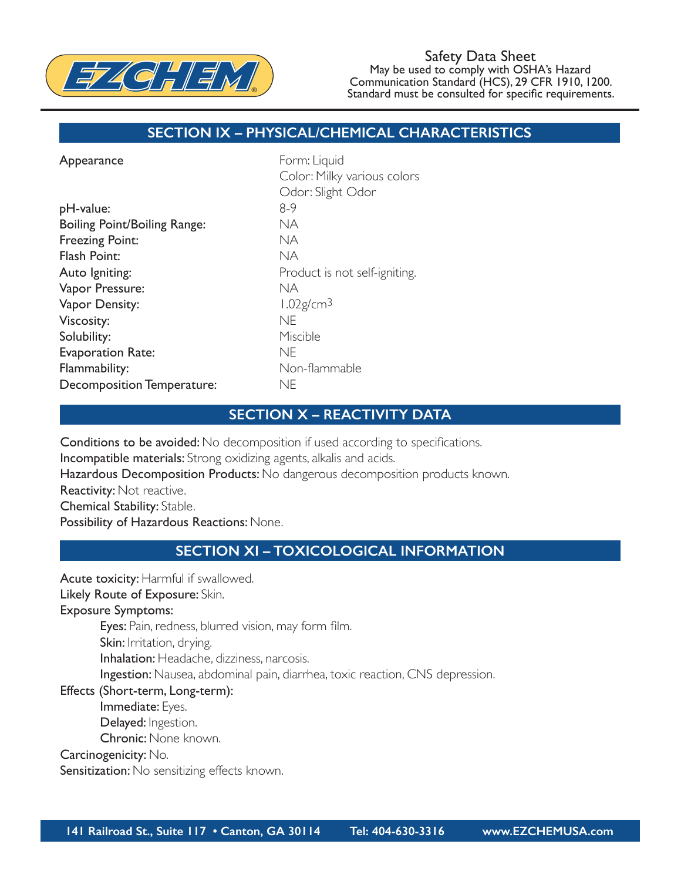Safety Data Sheet
May be used to comply with OSHA's Hazard Communication Standard (HCS), 29 CFR 1910, 1200. Standard must be consulted for specific requirements.

## SECTION IX – PHYSICAL/CHEMICAL CHARACTERISTICS

| | |
|---|---|
| Appearance | Form: Liquid<br>Color: Milky various colors<br>Odor: Slight Odor |
| pH-value: | 8-9 |
| Boiling Point/Boiling Range: | NA |
| Freezing Point: | NA |
| Flash Point: | NA |
| Auto Igniting: | Product is not self-igniting. |
| Vapor Pressure: | NA |
| Vapor Density: | 1.02g/cm$^3$ |
| Viscosity: | NE |
| Solubility: | Miscible |
| Evaporation Rate: | NE |
| Flammability: | Non-flammable |
| Decomposition Temperature: | NE |

## SECTION X – REACTIVITY DATA

**Conditions to be avoided:** No decomposition if used according to specifications.
**Incompatible materials:** Strong oxidizing agents, alkalis and acids.
**Hazardous Decomposition Products:** No dangerous decomposition products known.
**Reactivity:** Not reactive.
**Chemical Stability:** Stable.
**Possibility of Hazardous Reactions:** None.

## SECTION XI – TOXICOLOGICAL INFORMATION

**Acute toxicity:** Harmful if swallowed.
**Likely Route of Exposure:** Skin.
**Exposure Symptoms:**

- **Eyes:** Pain, redness, blurred vision, may form film.
- **Skin:** Irritation, drying.
- **Inhalation:** Headache, dizziness, narcosis.
- **Ingestion:** Nausea, abdominal pain, diarrhea, toxic reaction, CNS depression.

**Effects (Short-term, Long-term):**

- **Immediate:** Eyes.
- **Delayed:** Ingestion.
- **Chronic:** None known.

**Carcinogenicity:** No.
**Sensitization:** No sensitizing effects known.

141 Railroad St., Suite 117 • Canton, GA 30114 Tel: 404-630-3316 www.EZCHEMUSA.com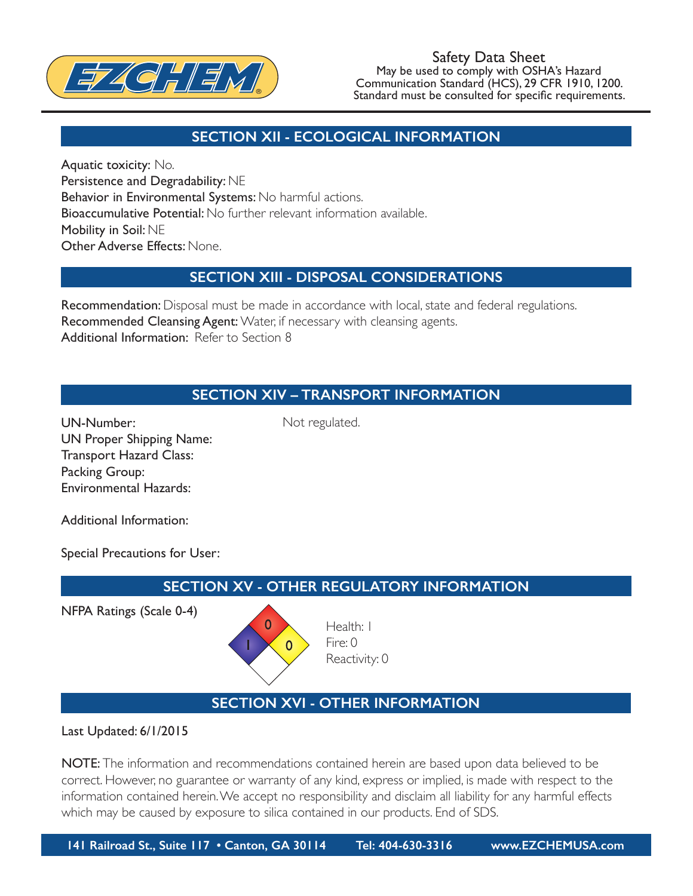## SECTION XII - ECOLOGICAL INFORMATION

**Aquatic toxicity:** No.
**Persistence and Degradability:** NE
**Behavior in Environmental Systems:** No harmful actions.
**Bioaccumulative Potential:** No further relevant information available.
**Mobility in Soil:** NE
**Other Adverse Effects:** None.

## SECTION XIII - DISPOSAL CONSIDERATIONS

**Recommendation:** Disposal must be made in accordance with local, state and federal regulations.
**Recommended Cleansing Agent:** Water, if necessary with cleansing agents.
**Additional Information:** Refer to Section 8

## SECTION XIV – TRANSPORT INFORMATION

UN-Number: Not regulated.
UN Proper Shipping Name:
Transport Hazard Class:
Packing Group:
Environmental Hazards:

Additional Information:

Special Precautions for User:

## SECTION XV - OTHER REGULATORY INFORMATION

NFPA Ratings (Scale 0-4)

Health: 1
Fire: 0
Reactivity: 0

## SECTION XVI - OTHER INFORMATION

Last Updated: 6/1/2015

**NOTE:** The information and recommendations contained herein are based upon data believed to be correct. However, no guarantee or warranty of any kind, express or implied, is made with respect to the information contained herein. We accept no responsibility and disclaim all liability for any harmful effects which may be caused by exposure to silica contained in our products. End of SDS.